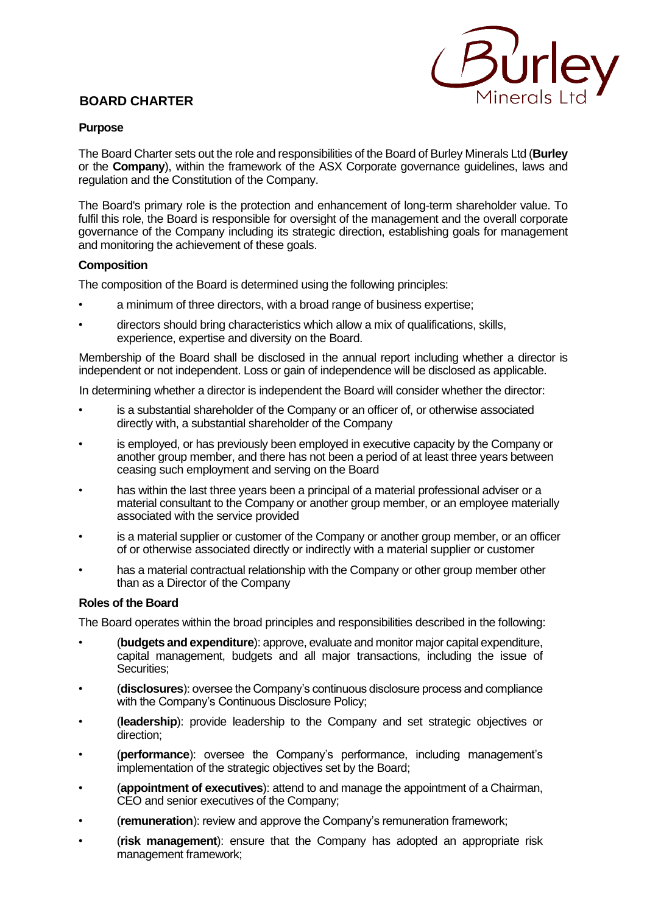# BOARD CHARTER

### Purpose

The Board Charter sets out the role and responsibilities of the Board of Burley Minerals Ltd (**Burley** or the **Company**), within the framework of the ASX Corporate governance guidelines, laws and regulation and the Constitution of the Company.

The Board's primary role is the protection and enhancement of long-term shareholder value. To fulfil this role, the Board is responsible for oversight of the management and the overall corporate governance of the Company including its strategic direction, establishing goals for management and monitoring the achievement of these goals.

### Composition

The composition of the Board is determined using the following principles:

- a minimum of three directors, with a broad range of business expertise;
- directors should bring characteristics which allow a mix of qualifications, skills, experience, expertise and diversity on the Board.

Membership of the Board shall be disclosed in the annual report including whether a director is independent or not independent. Loss or gain of independence will be disclosed as applicable.

In determining whether a director is independent the Board will consider whether the director:

- is a substantial shareholder of the Company or an officer of, or otherwise associated directly with, a substantial shareholder of the Company
- is employed, or has previously been employed in executive capacity by the Company or another group member, and there has not been a period of at least three years between ceasing such employment and serving on the Board
- has within the last three years been a principal of a material professional adviser or a material consultant to the Company or another group member, or an employee materially associated with the service provided
- is a material supplier or customer of the Company or another group member, or an officer of or otherwise associated directly or indirectly with a material supplier or customer
- has a material contractual relationship with the Company or other group member other than as a Director of the Company

### Roles of the Board

The Board operates within the broad principles and responsibilities described in the following:

- (**budgets and expenditure**): approve, evaluate and monitor major capital expenditure, capital management, budgets and all major transactions, including the issue of Securities;
- (**disclosures**): oversee the Company's continuous disclosure process and compliance with the Company's Continuous Disclosure Policy;
- (**leadership**): provide leadership to the Company and set strategic objectives or direction;
- (**performance**): oversee the Company's performance, including management's implementation of the strategic objectives set by the Board;
- (**appointment of executives**): attend to and manage the appointment of a Chairman, CEO and senior executives of the Company;
- (**remuneration**): review and approve the Company's remuneration framework;
- (**risk management**): ensure that the Company has adopted an appropriate risk management framework;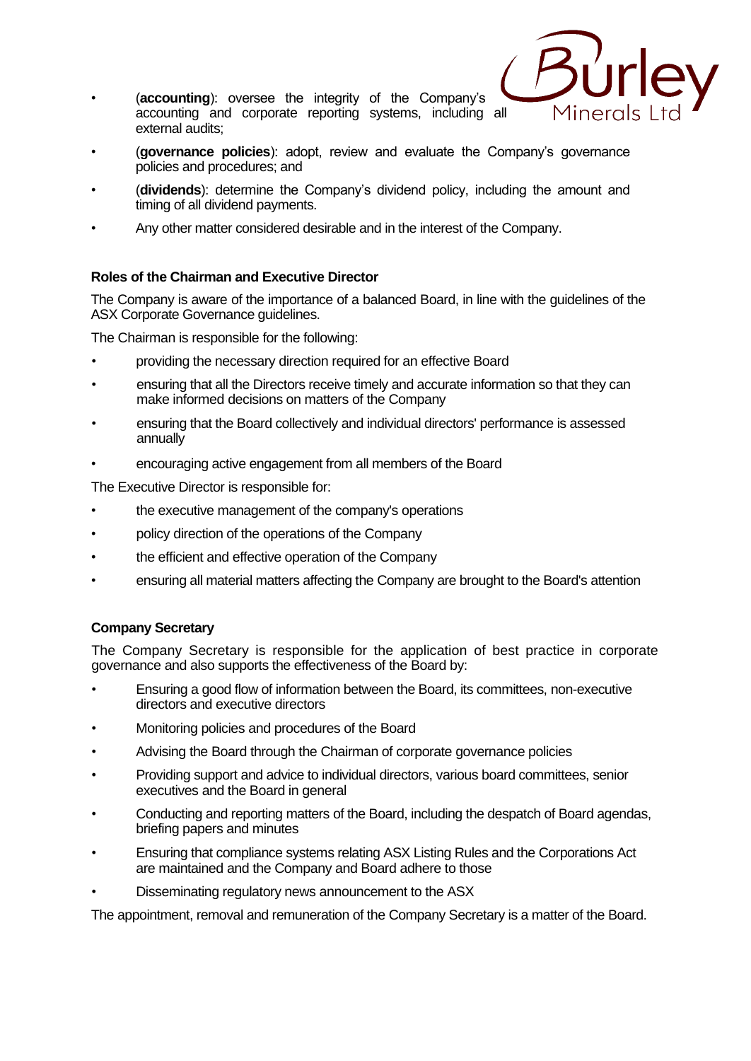- (**accounting**): oversee the integrity of the Company's accounting and corporate reporting systems, including all external audits;
- (**governance policies**): adopt, review and evaluate the Company's governance policies and procedures; and
- (**dividends**): determine the Company's dividend policy, including the amount and timing of all dividend payments.
- Any other matter considered desirable and in the interest of the Company.

#### Roles of the Chairman and Executive Director

The Company is aware of the importance of a balanced Board, in line with the guidelines of the ASX Corporate Governance guidelines.

The Chairman is responsible for the following:

- providing the necessary direction required for an effective Board
- ensuring that all the Directors receive timely and accurate information so that they can make informed decisions on matters of the Company
- ensuring that the Board collectively and individual directors' performance is assessed annually
- encouraging active engagement from all members of the Board

The Executive Director is responsible for:

- the executive management of the company's operations
- policy direction of the operations of the Company
- the efficient and effective operation of the Company
- ensuring all material matters affecting the Company are brought to the Board's attention

#### Company Secretary

The Company Secretary is responsible for the application of best practice in corporate governance and also supports the effectiveness of the Board by:

- Ensuring a good flow of information between the Board, its committees, non-executive directors and executive directors
- Monitoring policies and procedures of the Board
- Advising the Board through the Chairman of corporate governance policies
- Providing support and advice to individual directors, various board committees, senior executives and the Board in general
- Conducting and reporting matters of the Board, including the despatch of Board agendas, briefing papers and minutes
- Ensuring that compliance systems relating ASX Listing Rules and the Corporations Act are maintained and the Company and Board adhere to those
- Disseminating regulatory news announcement to the ASX

The appointment, removal and remuneration of the Company Secretary is a matter of the Board.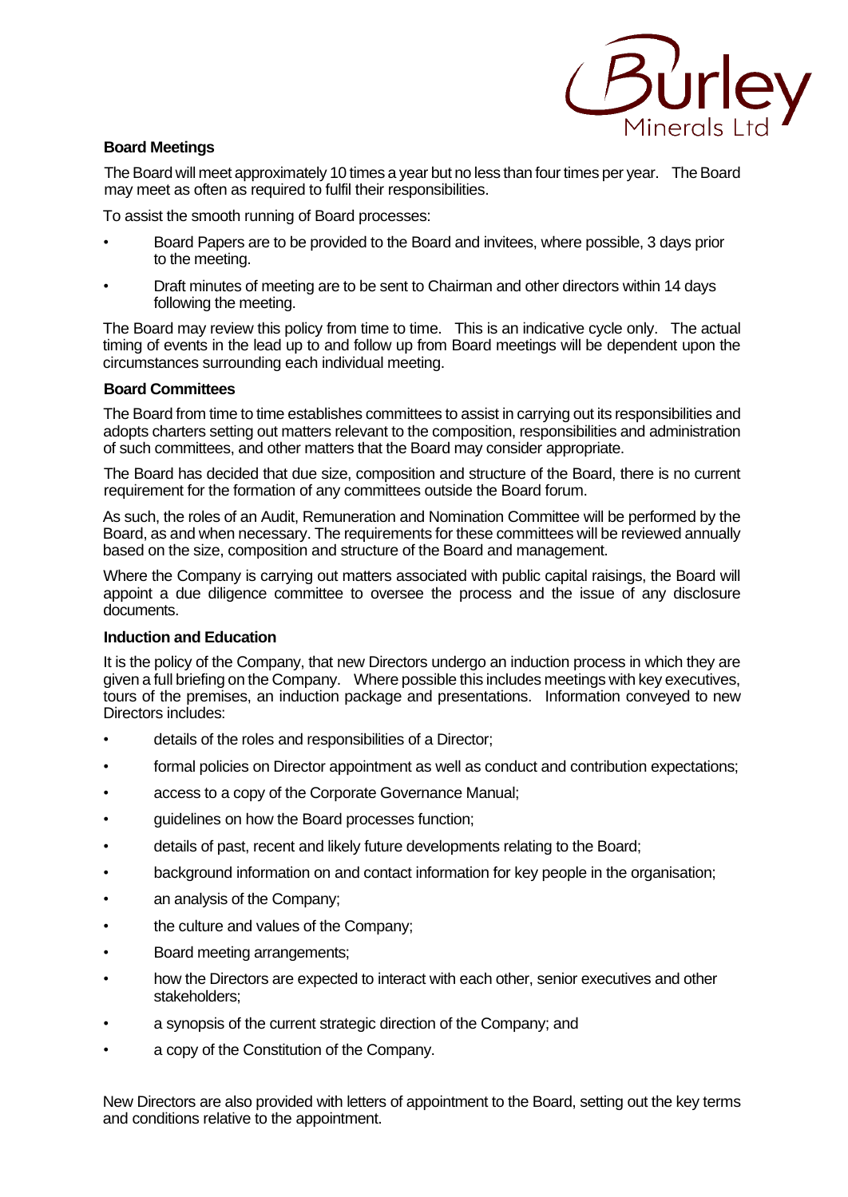**Board Meetings**

The Board will meet approximately 10 times a year but no less than four times per year. The Board may meet as often as required to fulfil their responsibilities.

To assist the smooth running of Board processes:

- Board Papers are to be provided to the Board and invitees, where possible, 3 days prior to the meeting.
- Draft minutes of meeting are to be sent to Chairman and other directors within 14 days following the meeting.

The Board may review this policy from time to time. This is an indicative cycle only. The actual timing of events in the lead up to and follow up from Board meetings will be dependent upon the circumstances surrounding each individual meeting.

**Board Committees**

The Board from time to time establishes committees to assist in carrying out its responsibilities and adopts charters setting out matters relevant to the composition, responsibilities and administration of such committees, and other matters that the Board may consider appropriate.

The Board has decided that due size, composition and structure of the Board, there is no current requirement for the formation of any committees outside the Board forum.

As such, the roles of an Audit, Remuneration and Nomination Committee will be performed by the Board, as and when necessary. The requirements for these committees will be reviewed annually based on the size, composition and structure of the Board and management.

Where the Company is carrying out matters associated with public capital raisings, the Board will appoint a due diligence committee to oversee the process and the issue of any disclosure documents.

**Induction and Education**

It is the policy of the Company, that new Directors undergo an induction process in which they are given a full briefing on the Company. Where possible this includes meetings with key executives, tours of the premises, an induction package and presentations. Information conveyed to new Directors includes:

- details of the roles and responsibilities of a Director;
- formal policies on Director appointment as well as conduct and contribution expectations;
- access to a copy of the Corporate Governance Manual;
- guidelines on how the Board processes function;
- details of past, recent and likely future developments relating to the Board;
- background information on and contact information for key people in the organisation;
- an analysis of the Company;
- the culture and values of the Company;
- Board meeting arrangements;
- how the Directors are expected to interact with each other, senior executives and other stakeholders;
- a synopsis of the current strategic direction of the Company; and
- a copy of the Constitution of the Company.

New Directors are also provided with letters of appointment to the Board, setting out the key terms and conditions relative to the appointment.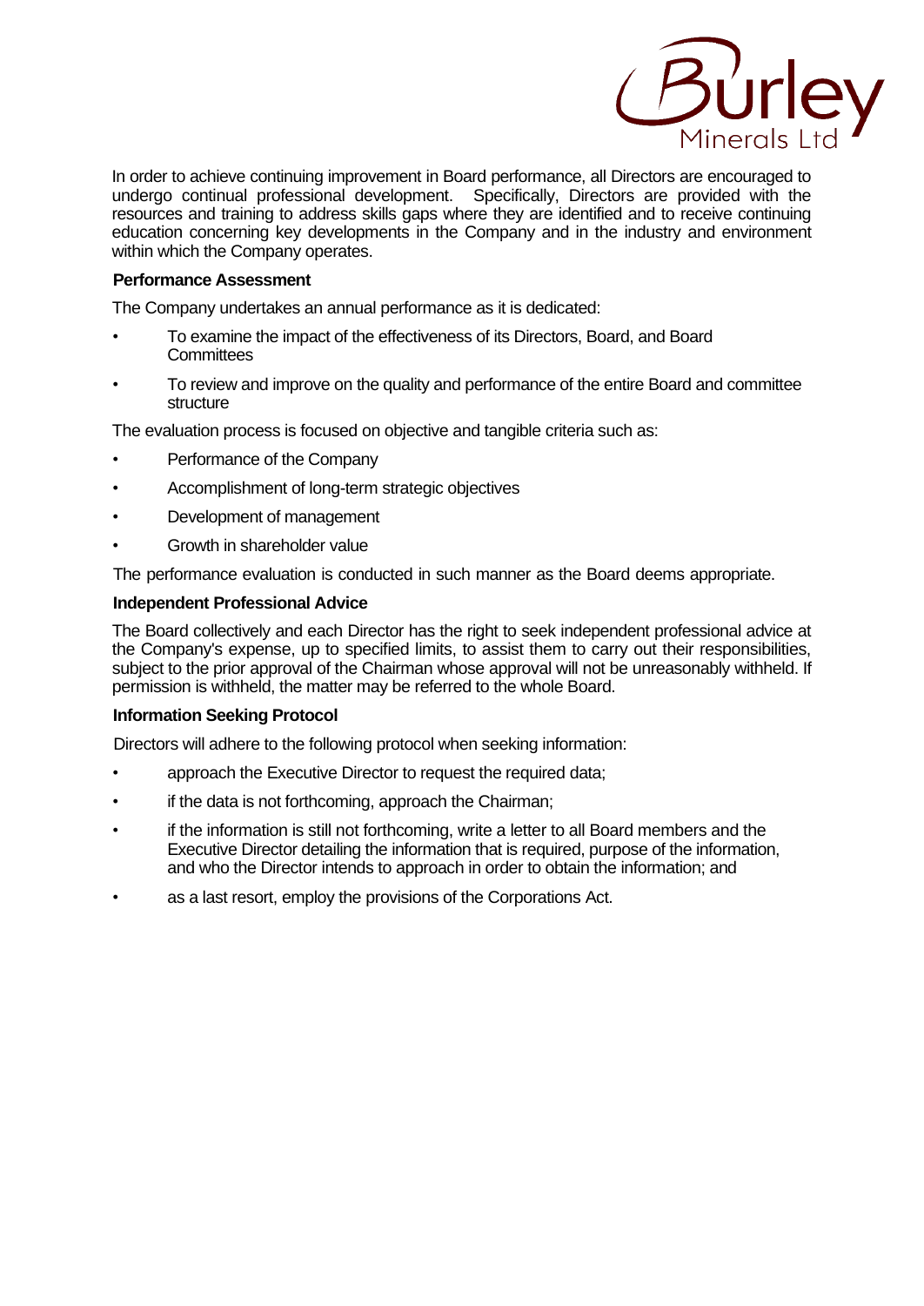In order to achieve continuing improvement in Board performance, all Directors are encouraged to undergo continual professional development. Specifically, Directors are provided with the resources and training to address skills gaps where they are identified and to receive continuing education concerning key developments in the Company and in the industry and environment within which the Company operates.

**Performance Assessment**

The Company undertakes an annual performance as it is dedicated:

- To examine the impact of the effectiveness of its Directors, Board, and Board Committees
- To review and improve on the quality and performance of the entire Board and committee structure

The evaluation process is focused on objective and tangible criteria such as:

- Performance of the Company
- Accomplishment of long-term strategic objectives
- Development of management
- Growth in shareholder value

The performance evaluation is conducted in such manner as the Board deems appropriate.

**Independent Professional Advice**

The Board collectively and each Director has the right to seek independent professional advice at the Company's expense, up to specified limits, to assist them to carry out their responsibilities, subject to the prior approval of the Chairman whose approval will not be unreasonably withheld. If permission is withheld, the matter may be referred to the whole Board.

**Information Seeking Protocol**

Directors will adhere to the following protocol when seeking information:

- approach the Executive Director to request the required data;
- if the data is not forthcoming, approach the Chairman;
- if the information is still not forthcoming, write a letter to all Board members and the Executive Director detailing the information that is required, purpose of the information, and who the Director intends to approach in order to obtain the information; and
- as a last resort, employ the provisions of the Corporations Act.